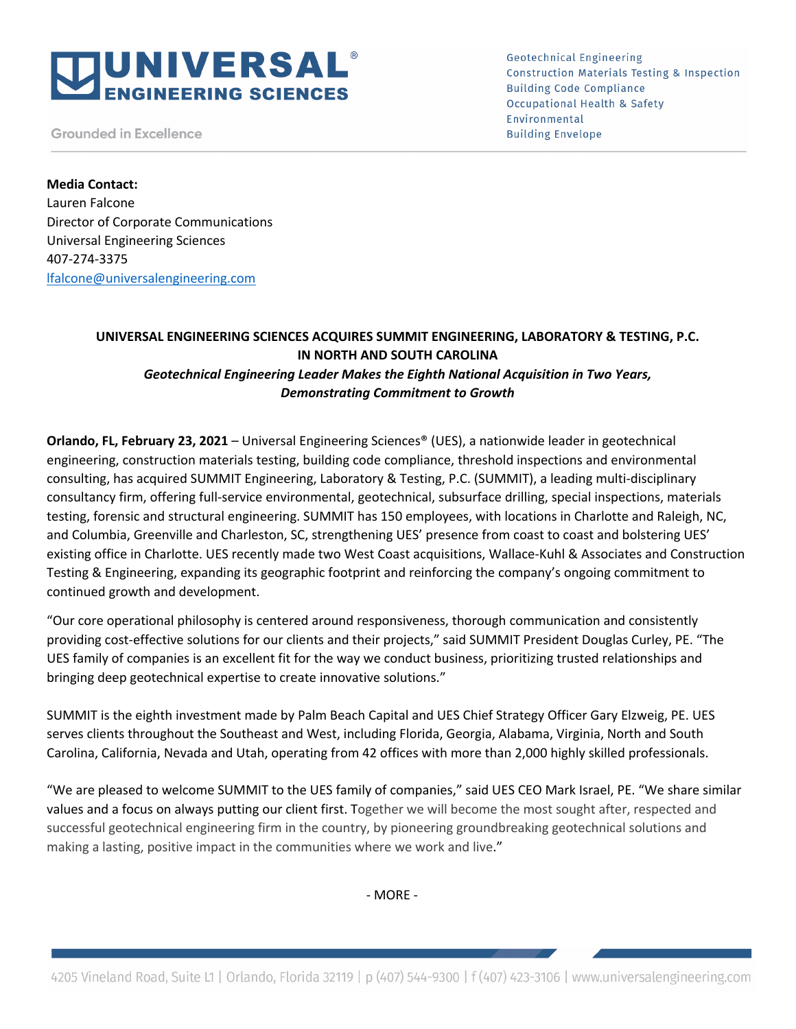**UNIVERSAL® ENGINEERING SCIENCES**

Grounded in Excellence

Geotechnical Engineering
Construction Materials Testing & Inspection
Building Code Compliance
Occupational Health & Safety
Environmental
Building Envelope

**Media Contact:**
Lauren Falcone
Director of Corporate Communications
Universal Engineering Sciences
407-274-3375
lfalcone@universalengineering.com

**UNIVERSAL ENGINEERING SCIENCES ACQUIRES SUMMIT ENGINEERING, LABORATORY & TESTING, P.C. IN NORTH AND SOUTH CAROLINA**

***Geotechnical Engineering Leader Makes the Eighth National Acquisition in Two Years, Demonstrating Commitment to Growth***

**Orlando, FL, February 23, 2021** – Universal Engineering Sciences® (UES), a nationwide leader in geotechnical engineering, construction materials testing, building code compliance, threshold inspections and environmental consulting, has acquired SUMMIT Engineering, Laboratory & Testing, P.C. (SUMMIT), a leading multi-disciplinary consultancy firm, offering full-service environmental, geotechnical, subsurface drilling, special inspections, materials testing, forensic and structural engineering. SUMMIT has 150 employees, with locations in Charlotte and Raleigh, NC, and Columbia, Greenville and Charleston, SC, strengthening UES' presence from coast to coast and bolstering UES' existing office in Charlotte. UES recently made two West Coast acquisitions, Wallace-Kuhl & Associates and Construction Testing & Engineering, expanding its geographic footprint and reinforcing the company's ongoing commitment to continued growth and development.

"Our core operational philosophy is centered around responsiveness, thorough communication and consistently providing cost-effective solutions for our clients and their projects," said SUMMIT President Douglas Curley, PE. "The UES family of companies is an excellent fit for the way we conduct business, prioritizing trusted relationships and bringing deep geotechnical expertise to create innovative solutions."

SUMMIT is the eighth investment made by Palm Beach Capital and UES Chief Strategy Officer Gary Elzweig, PE. UES serves clients throughout the Southeast and West, including Florida, Georgia, Alabama, Virginia, North and South Carolina, California, Nevada and Utah, operating from 42 offices with more than 2,000 highly skilled professionals.

"We are pleased to welcome SUMMIT to the UES family of companies," said UES CEO Mark Israel, PE. "We share similar values and a focus on always putting our client first. Together we will become the most sought after, respected and successful geotechnical engineering firm in the country, by pioneering groundbreaking geotechnical solutions and making a lasting, positive impact in the communities where we work and live."

\- MORE -

4205 Vineland Road, Suite L1 | Orlando, Florida 32119 | p (407) 544-9300 | f (407) 423-3106 | www.universalengineering.com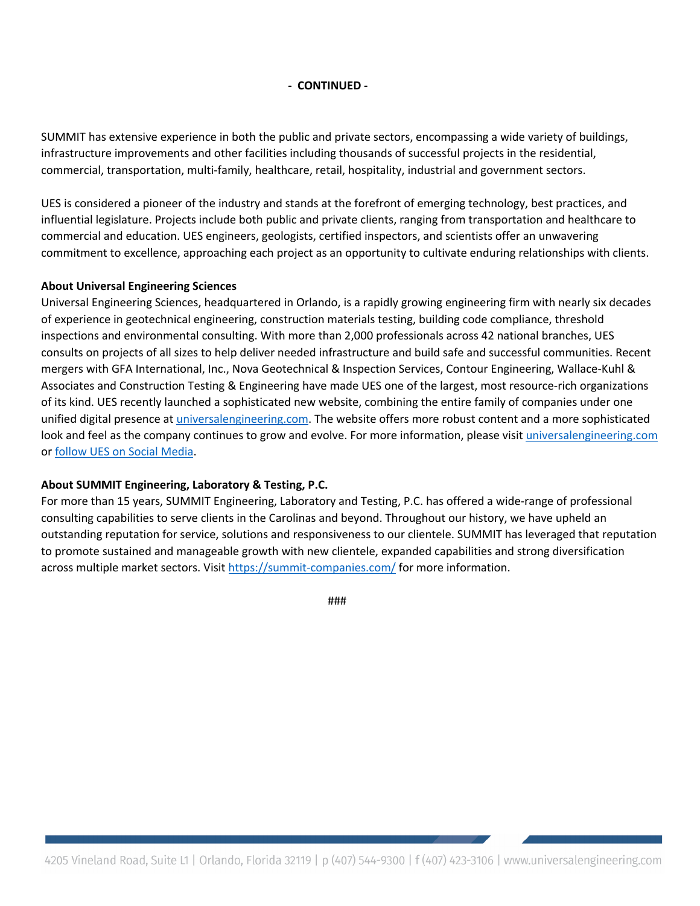**- CONTINUED -**

SUMMIT has extensive experience in both the public and private sectors, encompassing a wide variety of buildings, infrastructure improvements and other facilities including thousands of successful projects in the residential, commercial, transportation, multi-family, healthcare, retail, hospitality, industrial and government sectors.

UES is considered a pioneer of the industry and stands at the forefront of emerging technology, best practices, and influential legislature. Projects include both public and private clients, ranging from transportation and healthcare to commercial and education. UES engineers, geologists, certified inspectors, and scientists offer an unwavering commitment to excellence, approaching each project as an opportunity to cultivate enduring relationships with clients.

**About Universal Engineering Sciences**

Universal Engineering Sciences, headquartered in Orlando, is a rapidly growing engineering firm with nearly six decades of experience in geotechnical engineering, construction materials testing, building code compliance, threshold inspections and environmental consulting. With more than 2,000 professionals across 42 national branches, UES consults on projects of all sizes to help deliver needed infrastructure and build safe and successful communities. Recent mergers with GFA International, Inc., Nova Geotechnical & Inspection Services, Contour Engineering, Wallace-Kuhl & Associates and Construction Testing & Engineering have made UES one of the largest, most resource-rich organizations of its kind. UES recently launched a sophisticated new website, combining the entire family of companies under one unified digital presence at universalengineering.com. The website offers more robust content and a more sophisticated look and feel as the company continues to grow and evolve. For more information, please visit universalengineering.com or follow UES on Social Media.

**About SUMMIT Engineering, Laboratory & Testing, P.C.**

For more than 15 years, SUMMIT Engineering, Laboratory and Testing, P.C. has offered a wide-range of professional consulting capabilities to serve clients in the Carolinas and beyond. Throughout our history, we have upheld an outstanding reputation for service, solutions and responsiveness to our clientele. SUMMIT has leveraged that reputation to promote sustained and manageable growth with new clientele, expanded capabilities and strong diversification across multiple market sectors. Visit https://summit-companies.com/ for more information.

###